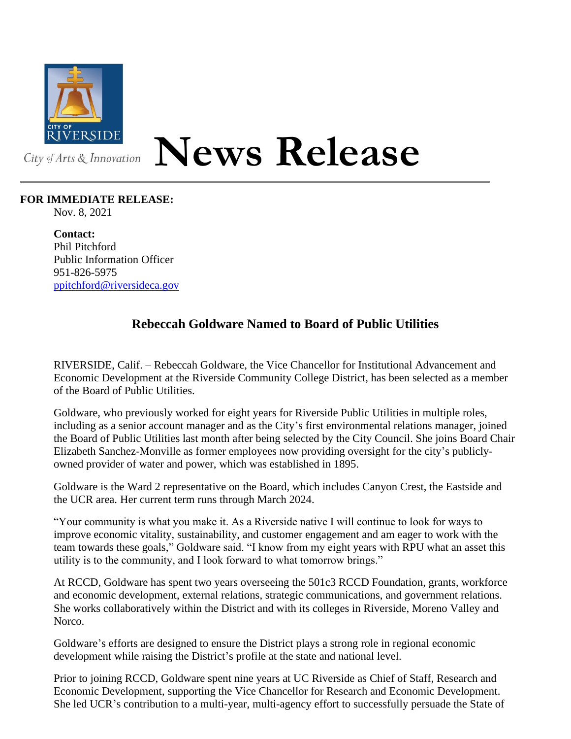City of Arts & Innovation

# News Release

**FOR IMMEDIATE RELEASE:**
Nov. 8, 2021

**Contact:**
Phil Pitchford
Public Information Officer
951-826-5975
ppitchford@riversideca.gov

## Rebeccah Goldware Named to Board of Public Utilities

RIVERSIDE, Calif. – Rebeccah Goldware, the Vice Chancellor for Institutional Advancement and Economic Development at the Riverside Community College District, has been selected as a member of the Board of Public Utilities.

Goldware, who previously worked for eight years for Riverside Public Utilities in multiple roles, including as a senior account manager and as the City's first environmental relations manager, joined the Board of Public Utilities last month after being selected by the City Council. She joins Board Chair Elizabeth Sanchez-Monville as former employees now providing oversight for the city's publicly-owned provider of water and power, which was established in 1895.

Goldware is the Ward 2 representative on the Board, which includes Canyon Crest, the Eastside and the UCR area. Her current term runs through March 2024.

"Your community is what you make it. As a Riverside native I will continue to look for ways to improve economic vitality, sustainability, and customer engagement and am eager to work with the team towards these goals," Goldware said. "I know from my eight years with RPU what an asset this utility is to the community, and I look forward to what tomorrow brings."

At RCCD, Goldware has spent two years overseeing the 501c3 RCCD Foundation, grants, workforce and economic development, external relations, strategic communications, and government relations. She works collaboratively within the District and with its colleges in Riverside, Moreno Valley and Norco.

Goldware's efforts are designed to ensure the District plays a strong role in regional economic development while raising the District's profile at the state and national level.

Prior to joining RCCD, Goldware spent nine years at UC Riverside as Chief of Staff, Research and Economic Development, supporting the Vice Chancellor for Research and Economic Development. She led UCR's contribution to a multi-year, multi-agency effort to successfully persuade the State of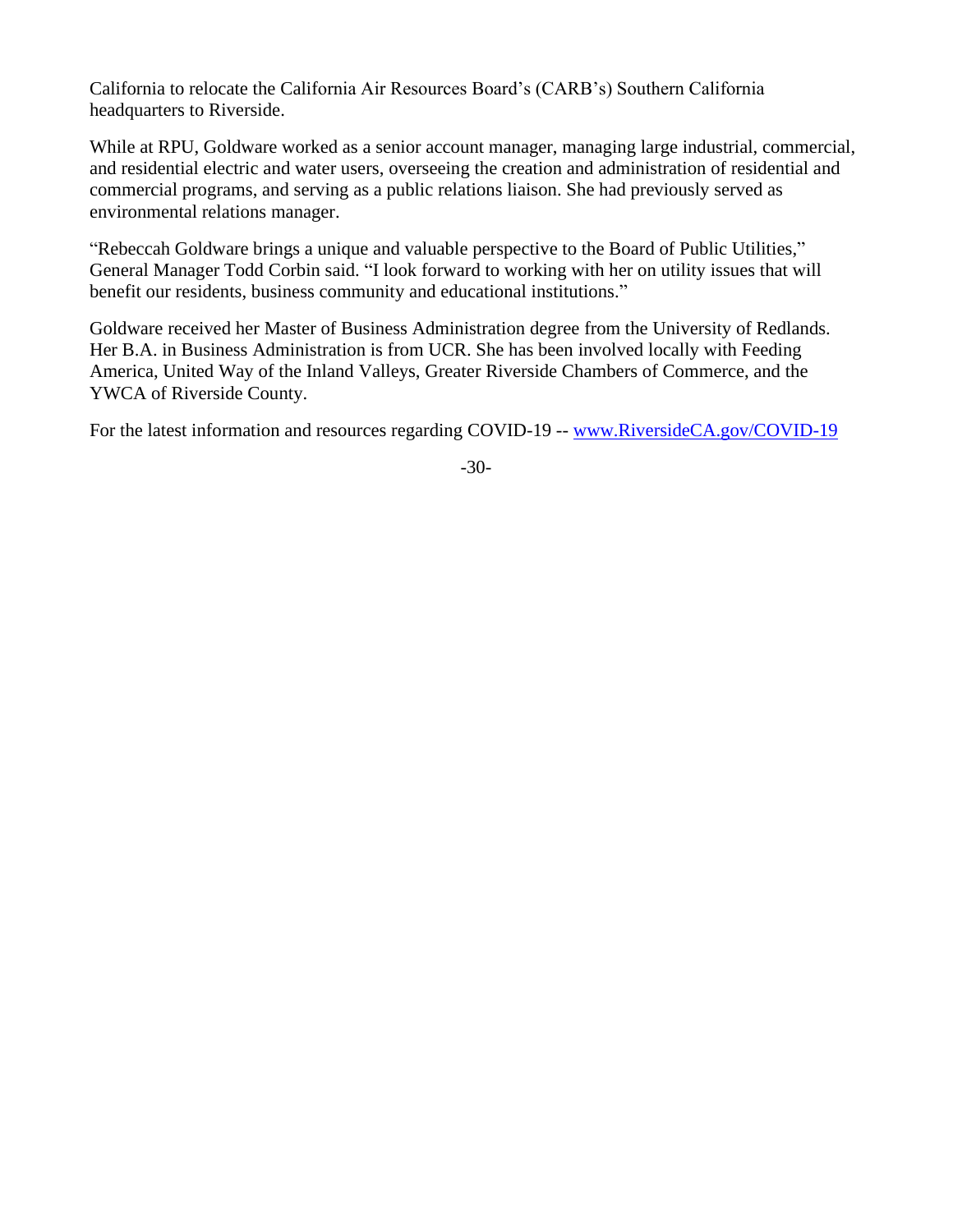California to relocate the California Air Resources Board's (CARB's) Southern California headquarters to Riverside.

While at RPU, Goldware worked as a senior account manager, managing large industrial, commercial, and residential electric and water users, overseeing the creation and administration of residential and commercial programs, and serving as a public relations liaison. She had previously served as environmental relations manager.

"Rebeccah Goldware brings a unique and valuable perspective to the Board of Public Utilities," General Manager Todd Corbin said. "I look forward to working with her on utility issues that will benefit our residents, business community and educational institutions."

Goldware received her Master of Business Administration degree from the University of Redlands. Her B.A. in Business Administration is from UCR. She has been involved locally with Feeding America, United Way of the Inland Valleys, Greater Riverside Chambers of Commerce, and the YWCA of Riverside County.

For the latest information and resources regarding COVID-19 -- [www.RiversideCA.gov/COVID-19](http://www.RiversideCA.gov/COVID-19)

-30-